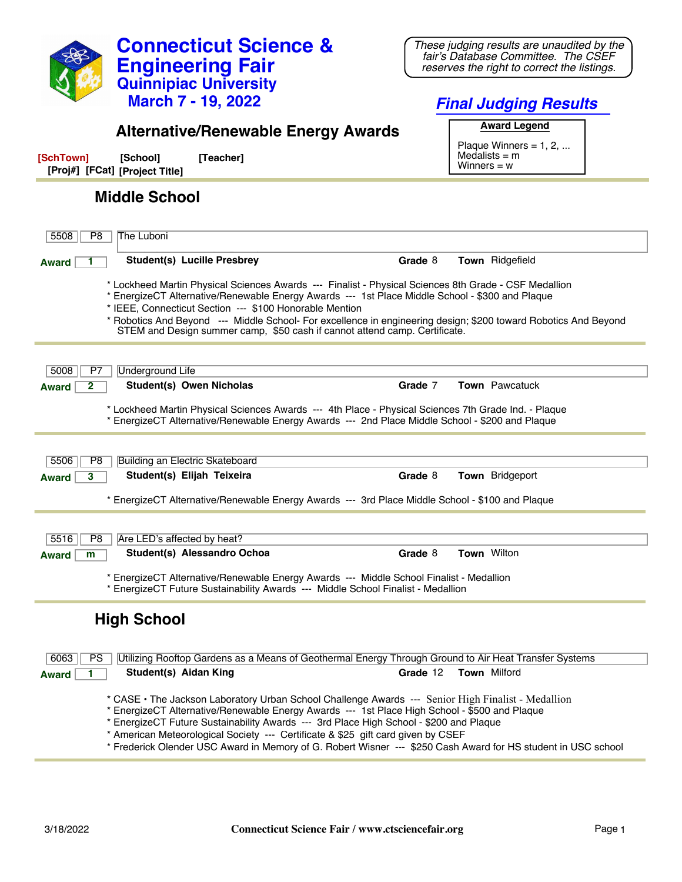# Connecticut Science & Engineering Fair

## Quinnipiac University

### March 7 - 19, 2022

*These judging results are unaudited by the fair's Database Committee. The CSEF reserves the right to correct the listings.*

## *Final Judging Results*

## Alternative/Renewable Energy Awards

**Award Legend**

Plaque Winners = 1, 2, ...
Medalists = m
Winners = w

**[SchTown]** **[School]** **[Teacher]**
**[Proj#]** **[FCat]** **[Project Title]**

### Middle School

**5508** | **P8** | The Luboni

**Award** 1 — **Student(s)** **Lucille Presbrey** — **Grade** 8 — **Town** Ridgefield

* Lockheed Martin Physical Sciences Awards --- Finalist - Physical Sciences 8th Grade - CSF Medallion
* EnergizeCT Alternative/Renewable Energy Awards --- 1st Place Middle School - $300 and Plaque
* IEEE, Connecticut Section --- $100 Honorable Mention
* Robotics And Beyond --- Middle School- For excellence in engineering design; $200 toward Robotics And Beyond STEM and Design summer camp, $50 cash if cannot attend camp. Certificate.

---

**5008** | **P7** | Underground Life

**Award** 2 — **Student(s)** **Owen Nicholas** — **Grade** 7 — **Town** Pawcatuck

* Lockheed Martin Physical Sciences Awards --- 4th Place - Physical Sciences 7th Grade Ind. - Plaque
* EnergizeCT Alternative/Renewable Energy Awards --- 2nd Place Middle School - $200 and Plaque

---

**5506** | **P8** | Building an Electric Skateboard

**Award** 3 — **Student(s)** **Elijah Teixeira** — **Grade** 8 — **Town** Bridgeport

* EnergizeCT Alternative/Renewable Energy Awards --- 3rd Place Middle School - $100 and Plaque

---

**5516** | **P8** | Are LED's affected by heat?

**Award** m — **Student(s)** **Alessandro Ochoa** — **Grade** 8 — **Town** Wilton

* EnergizeCT Alternative/Renewable Energy Awards --- Middle School Finalist - Medallion
* EnergizeCT Future Sustainability Awards --- Middle School Finalist - Medallion

---

### High School

**6063** | **PS** | Utilizing Rooftop Gardens as a Means of Geothermal Energy Through Ground to Air Heat Transfer Systems

**Award** 1 — **Student(s)** **Aidan King** — **Grade** 12 — **Town** Milford

* CASE • The Jackson Laboratory Urban School Challenge Awards --- Senior High Finalist - Medallion
* EnergizeCT Alternative/Renewable Energy Awards --- 1st Place High School - $500 and Plaque
* EnergizeCT Future Sustainability Awards --- 3rd Place High School - $200 and Plaque
* American Meteorological Society --- Certificate & $25 gift card given by CSEF
* Frederick Olender USC Award in Memory of G. Robert Wisner --- $250 Cash Award for HS student in USC school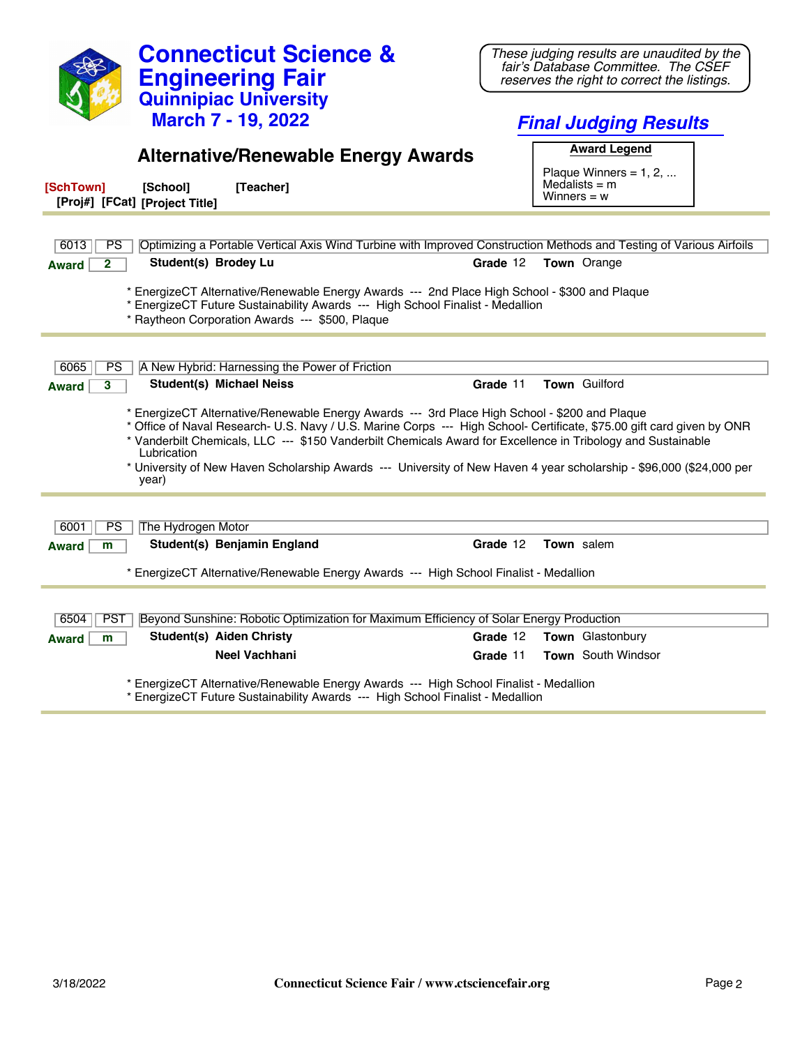# Connecticut Science & Engineering Fair

## Quinnipiac University

### March 7 - 19, 2022

*These judging results are unaudited by the fair's Database Committee. The CSEF reserves the right to correct the listings.*

## *Final Judging Results*

## Alternative/Renewable Energy Awards

**Award Legend**

Plaque Winners = 1, 2, ...
Medalists = m
Winners = w

**[SchTown]** **[School]** **[Teacher]**
**[Proj#]** **[FCat]** **[Project Title]**

---

**6013** | **PS** | Optimizing a Portable Vertical Axis Wind Turbine with Improved Construction Methods and Testing of Various Airfoils

**Award 2** — **Student(s) Brodey Lu** — **Grade** 12 — **Town** Orange

* EnergizeCT Alternative/Renewable Energy Awards --- 2nd Place High School - $300 and Plaque
* EnergizeCT Future Sustainability Awards --- High School Finalist - Medallion
* Raytheon Corporation Awards --- $500, Plaque

---

**6065** | **PS** | A New Hybrid: Harnessing the Power of Friction

**Award 3** — **Student(s) Michael Neiss** — **Grade** 11 — **Town** Guilford

* EnergizeCT Alternative/Renewable Energy Awards --- 3rd Place High School - $200 and Plaque
* Office of Naval Research- U.S. Navy / U.S. Marine Corps --- High School- Certificate, $75.00 gift card given by ONR
* Vanderbilt Chemicals, LLC --- $150 Vanderbilt Chemicals Award for Excellence in Tribology and Sustainable Lubrication
* University of New Haven Scholarship Awards --- University of New Haven 4 year scholarship - $96,000 ($24,000 per year)

---

**6001** | **PS** | The Hydrogen Motor

**Award m** — **Student(s) Benjamin England** — **Grade** 12 — **Town** salem

* EnergizeCT Alternative/Renewable Energy Awards --- High School Finalist - Medallion

---

**6504** | **PST** | Beyond Sunshine: Robotic Optimization for Maximum Efficiency of Solar Energy Production

**Award m** — **Student(s) Aiden Christy** — **Grade** 12 — **Town** Glastonbury
**Neel Vachhani** — **Grade** 11 — **Town** South Windsor

* EnergizeCT Alternative/Renewable Energy Awards --- High School Finalist - Medallion
* EnergizeCT Future Sustainability Awards --- High School Finalist - Medallion